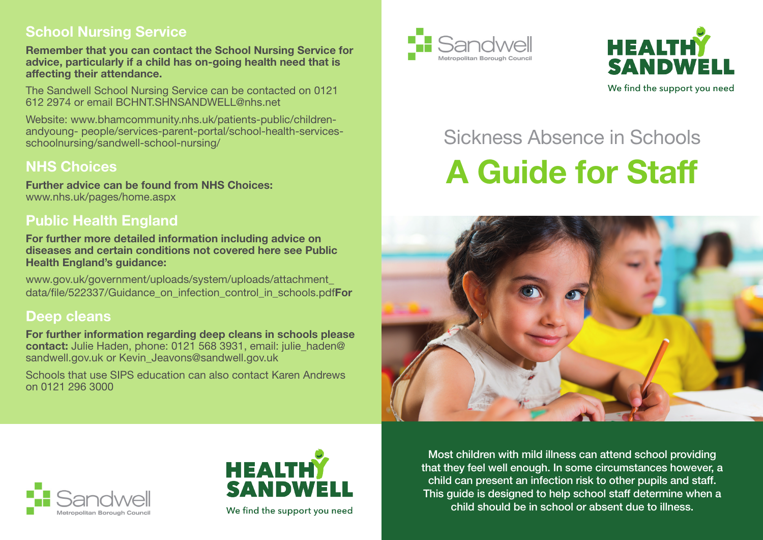## School Nursing Service

**Remember that you can contact the School Nursing Service for advice, particularly if a child has on-going health need that is affecting their attendance.**

The Sandwell School Nursing Service can be contacted on 0121 612 2974 or email BCHNT.SHNSANDWELL@nhs.net

Website: www.bhamcommunity.nhs.uk/patients-public/children-andyoung- people/services-parent-portal/school-health-services-schoolnursing/sandwell-school-nursing/

## NHS Choices

**Further advice can be found from NHS Choices:**
www.nhs.uk/pages/home.aspx

## Public Health England

**For further more detailed information including advice on diseases and certain conditions not covered here see Public Health England's guidance:**

www.gov.uk/government/uploads/system/uploads/attachment_data/file/522337/Guidance_on_infection_control_in_schools.pdf**For**

## Deep cleans

**For further information regarding deep cleans in schools please contact:** Julie Haden, phone: 0121 568 3931, email: julie_haden@sandwell.gov.uk or Kevin_Jeavons@sandwell.gov.uk

Schools that use SIPS education can also contact Karen Andrews on 0121 296 3000

Sandwell Metropolitan Borough Council

HEALTHY SANDWELL
We find the support you need

# Sickness Absence in Schools

# A Guide for Staff

Most children with mild illness can attend school providing that they feel well enough. In some circumstances however, a child can present an infection risk to other pupils and staff. This guide is designed to help school staff determine when a child should be in school or absent due to illness.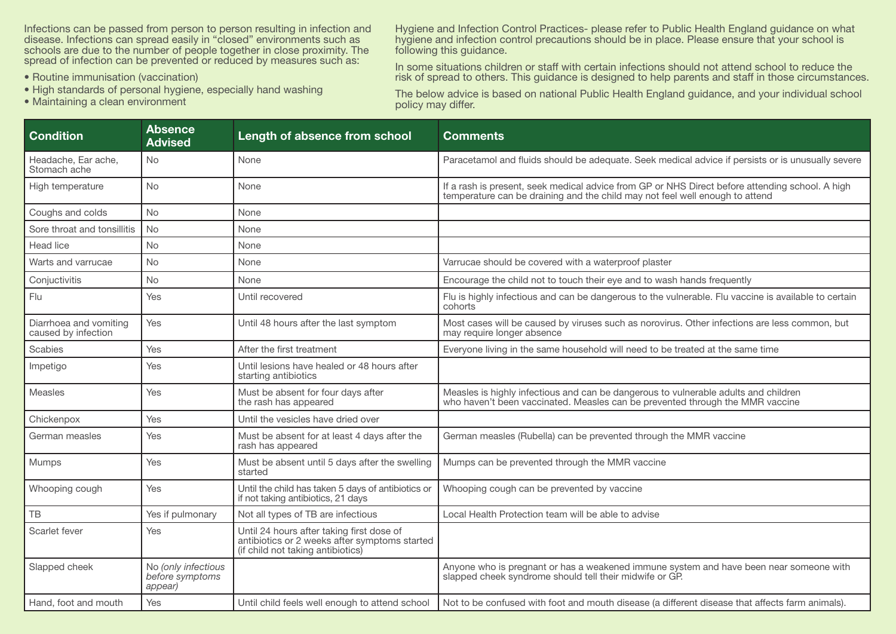Infections can be passed from person to person resulting in infection and disease. Infections can spread easily in "closed" environments such as schools are due to the number of people together in close proximity. The spread of infection can be prevented or reduced by measures such as:

- Routine immunisation (vaccination)
- High standards of personal hygiene, especially hand washing
- Maintaining a clean environment

Hygiene and Infection Control Practices- please refer to Public Health England guidance on what hygiene and infection control precautions should be in place. Please ensure that your school is following this guidance.

In some situations children or staff with certain infections should not attend school to reduce the risk of spread to others. This guidance is designed to help parents and staff in those circumstances.

The below advice is based on national Public Health England guidance, and your individual school policy may differ.

| Condition | Absence Advised | Length of absence from school | Comments |
|---|---|---|---|
| Headache, Ear ache, Stomach ache | No | None | Paracetamol and fluids should be adequate. Seek medical advice if persists or is unusually severe |
| High temperature | No | None | If a rash is present, seek medical advice from GP or NHS Direct before attending school. A high temperature can be draining and the child may not feel well enough to attend |
| Coughs and colds | No | None | |
| Sore throat and tonsillitis | No | None | |
| Head lice | No | None | |
| Warts and varrucae | No | None | Varrucae should be covered with a waterproof plaster |
| Conjuctivitis | No | None | Encourage the child not to touch their eye and to wash hands frequently |
| Flu | Yes | Until recovered | Flu is highly infectious and can be dangerous to the vulnerable. Flu vaccine is available to certain cohorts |
| Diarrhoea and vomiting caused by infection | Yes | Until 48 hours after the last symptom | Most cases will be caused by viruses such as norovirus. Other infections are less common, but may require longer absence |
| Scabies | Yes | After the first treatment | Everyone living in the same household will need to be treated at the same time |
| Impetigo | Yes | Until lesions have healed or 48 hours after starting antibiotics | |
| Measles | Yes | Must be absent for four days after the rash has appeared | Measles is highly infectious and can be dangerous to vulnerable adults and children who haven't been vaccinated. Measles can be prevented through the MMR vaccine |
| Chickenpox | Yes | Until the vesicles have dried over | |
| German measles | Yes | Must be absent for at least 4 days after the rash has appeared | German measles (Rubella) can be prevented through the MMR vaccine |
| Mumps | Yes | Must be absent until 5 days after the swelling started | Mumps can be prevented through the MMR vaccine |
| Whooping cough | Yes | Until the child has taken 5 days of antibiotics or if not taking antibiotics, 21 days | Whooping cough can be prevented by vaccine |
| TB | Yes if pulmonary | Not all types of TB are infectious | Local Health Protection team will be able to advise |
| Scarlet fever | Yes | Until 24 hours after taking first dose of antibiotics or 2 weeks after symptoms started (if child not taking antibiotics) | |
| Slapped cheek | No *(only infectious before symptoms appear)* | | Anyone who is pregnant or has a weakened immune system and have been near someone with slapped cheek syndrome should tell their midwife or GP. |
| Hand, foot and mouth | Yes | Until child feels well enough to attend school | Not to be confused with foot and mouth disease (a different disease that affects farm animals). |